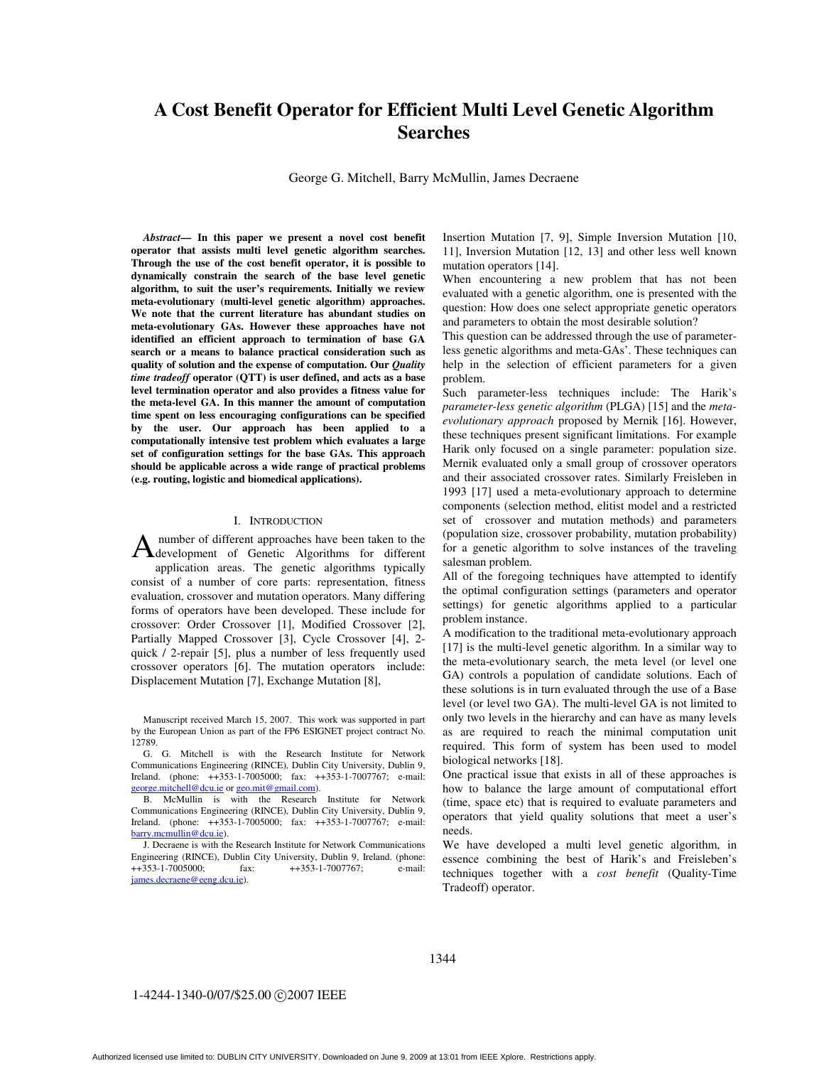# A Cost Benefit Operator for Efficient Multi Level Genetic Algorithm Searches

George G. Mitchell, Barry McMullin, James Decraene

***Abstract*— In this paper we present a novel cost benefit operator that assists multi level genetic algorithm searches. Through the use of the cost benefit operator, it is possible to dynamically constrain the search of the base level genetic algorithm, to suit the user's requirements. Initially we review meta-evolutionary (multi-level genetic algorithm) approaches. We note that the current literature has abundant studies on meta-evolutionary GAs. However these approaches have not identified an efficient approach to termination of base GA search or a means to balance practical consideration such as quality of solution and the expense of computation. Our *Quality time tradeoff* operator (QTT) is user defined, and acts as a base level termination operator and also provides a fitness value for the meta-level GA. In this manner the amount of computation time spent on less encouraging configurations can be specified by the user. Our approach has been applied to a computationally intensive test problem which evaluates a large set of configuration settings for the base GAs. This approach should be applicable across a wide range of practical problems (e.g. routing, logistic and biomedical applications).**

## I. Introduction

A number of different approaches have been taken to the development of Genetic Algorithms for different application areas. The genetic algorithms typically consist of a number of core parts: representation, fitness evaluation, crossover and mutation operators. Many differing forms of operators have been developed. These include for crossover: Order Crossover [1], Modified Crossover [2], Partially Mapped Crossover [3], Cycle Crossover [4], 2-quick / 2-repair [5], plus a number of less frequently used crossover operators [6]. The mutation operators include: Displacement Mutation [7], Exchange Mutation [8], Insertion Mutation [7, 9], Simple Inversion Mutation [10, 11], Inversion Mutation [12, 13] and other less well known mutation operators [14].

When encountering a new problem that has not been evaluated with a genetic algorithm, one is presented with the question: How does one select appropriate genetic operators and parameters to obtain the most desirable solution?

This question can be addressed through the use of parameter-less genetic algorithms and meta-GAs'. These techniques can help in the selection of efficient parameters for a given problem.

Such parameter-less techniques include: The Harik's *parameter-less genetic algorithm* (PLGA) [15] and the *meta-evolutionary approach* proposed by Mernik [16]. However, these techniques present significant limitations. For example Harik only focused on a single parameter: population size. Mernik evaluated only a small group of crossover operators and their associated crossover rates. Similarly Freisleben in 1993 [17] used a meta-evolutionary approach to determine components (selection method, elitist model and a restricted set of crossover and mutation methods) and parameters (population size, crossover probability, mutation probability) for a genetic algorithm to solve instances of the traveling salesman problem.

All of the foregoing techniques have attempted to identify the optimal configuration settings (parameters and operator settings) for genetic algorithms applied to a particular problem instance.

A modification to the traditional meta-evolutionary approach [17] is the multi-level genetic algorithm. In a similar way to the meta-evolutionary search, the meta level (or level one GA) controls a population of candidate solutions. Each of these solutions is in turn evaluated through the use of a Base level (or level two GA). The multi-level GA is not limited to only two levels in the hierarchy and can have as many levels as are required to reach the minimal computation unit required. This form of system has been used to model biological networks [18].

One practical issue that exists in all of these approaches is how to balance the large amount of computational effort (time, space etc) that is required to evaluate parameters and operators that yield quality solutions that meet a user's needs.

We have developed a multi level genetic algorithm, in essence combining the best of Harik's and Freisleben's techniques together with a *cost benefit* (Quality-Time Tradeoff) operator.

Manuscript received March 15, 2007. This work was supported in part by the European Union as part of the FP6 ESIGNET project contract No. 12789.

G. G. Mitchell is with the Research Institute for Network Communications Engineering (RINCE), Dublin City University, Dublin 9, Ireland. (phone: ++353-1-7005000; fax: ++353-1-7007767; e-mail: george.mitchell@dcu.ie or geo.mit@gmail.com).

B. McMullin is with the Research Institute for Network Communications Engineering (RINCE), Dublin City University, Dublin 9, Ireland. (phone: ++353-1-7005000; fax: ++353-1-7007767; e-mail: barry.mcmullin@dcu.ie).

J. Decraene is with the Research Institute for Network Communications Engineering (RINCE), Dublin City University, Dublin 9, Ireland. (phone: ++353-1-7005000; fax: ++353-1-7007767; e-mail: james.decraene@eeng.dcu.ie).

1-4244-1340-0/07/$25.00 ©2007 IEEE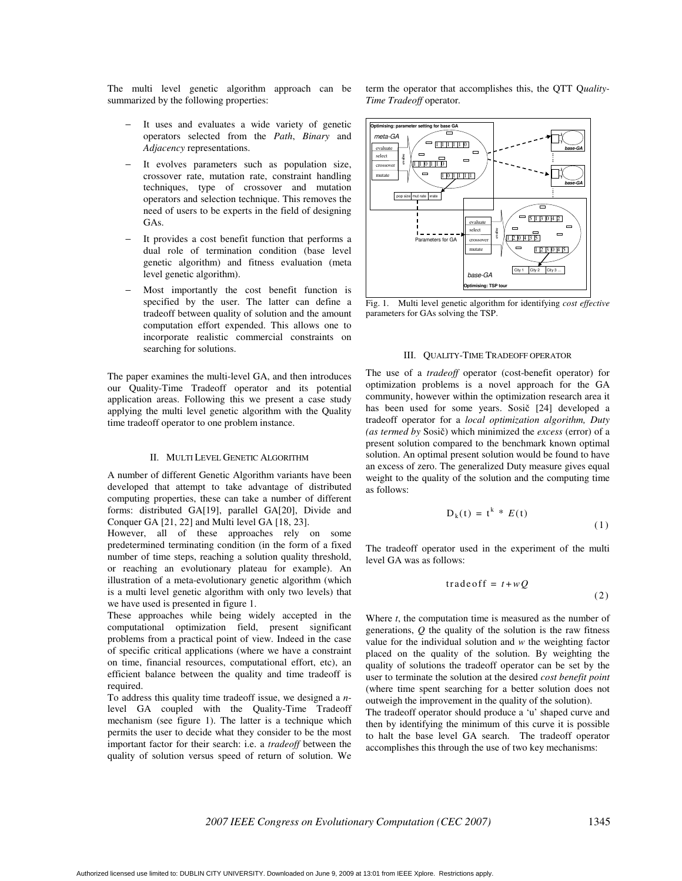The multi level genetic algorithm approach can be summarized by the following properties:

- It uses and evaluates a wide variety of genetic operators selected from the *Path*, *Binary* and *Adjacency* representations.
- It evolves parameters such as population size, crossover rate, mutation rate, constraint handling techniques, type of crossover and mutation operators and selection technique. This removes the need of users to be experts in the field of designing GAs.
- It provides a cost benefit function that performs a dual role of termination condition (base level genetic algorithm) and fitness evaluation (meta level genetic algorithm).
- Most importantly the cost benefit function is specified by the user. The latter can define a tradeoff between quality of solution and the amount computation effort expended. This allows one to incorporate realistic commercial constraints on searching for solutions.

The paper examines the multi-level GA, and then introduces our Quality-Time Tradeoff operator and its potential application areas. Following this we present a case study applying the multi level genetic algorithm with the Quality time tradeoff operator to one problem instance.

## II. MULTI LEVEL GENETIC ALGORITHM

A number of different Genetic Algorithm variants have been developed that attempt to take advantage of distributed computing properties, these can take a number of different forms: distributed GA[19], parallel GA[20], Divide and Conquer GA [21, 22] and Multi level GA [18, 23].

However, all of these approaches rely on some predetermined terminating condition (in the form of a fixed number of time steps, reaching a solution quality threshold, or reaching an evolutionary plateau for example). An illustration of a meta-evolutionary genetic algorithm (which is a multi level genetic algorithm with only two levels) that we have used is presented in figure 1.

These approaches while being widely accepted in the computational optimization field, present significant problems from a practical point of view. Indeed in the case of specific critical applications (where we have a constraint on time, financial resources, computational effort, etc), an efficient balance between the quality and time tradeoff is required.

To address this quality time tradeoff issue, we designed a *n*-level GA coupled with the Quality-Time Tradeoff mechanism (see figure 1). The latter is a technique which permits the user to decide what they consider to be the most important factor for their search: i.e. a *tradeoff* between the quality of solution versus speed of return of solution. We term the operator that accomplishes this, the QTT Q*uality-Time Tradeoff* operator.

Fig. 1. Multi level genetic algorithm for identifying *cost effective* parameters for GAs solving the TSP.

## III. QUALITY-TIME TRADEOFF OPERATOR

The use of a *tradeoff* operator (cost-benefit operator) for optimization problems is a novel approach for the GA community, however within the optimization research area it has been used for some years. Sosič [24] developed a tradeoff operator for a *local optimization algorithm, Duty (as termed by* Sosič) which minimized the *excess* (error) of a present solution compared to the benchmark known optimal solution. An optimal present solution would be found to have an excess of zero. The generalized Duty measure gives equal weight to the quality of the solution and the computing time as follows:

$$D_k(t) = t^k * E(t) \tag{1}$$

The tradeoff operator used in the experiment of the multi level GA was as follows:

$$\text{tradeoff} = t + wQ \tag{2}$$

Where $t$, the computation time is measured as the number of generations, $Q$ the quality of the solution is the raw fitness value for the individual solution and $w$ the weighting factor placed on the quality of the solution. By weighting the quality of solutions the tradeoff operator can be set by the user to terminate the solution at the desired *cost benefit point* (where time spent searching for a better solution does not outweigh the improvement in the quality of the solution).

The tradeoff operator should produce a 'u' shaped curve and then by identifying the minimum of this curve it is possible to halt the base level GA search. The tradeoff operator accomplishes this through the use of two key mechanisms: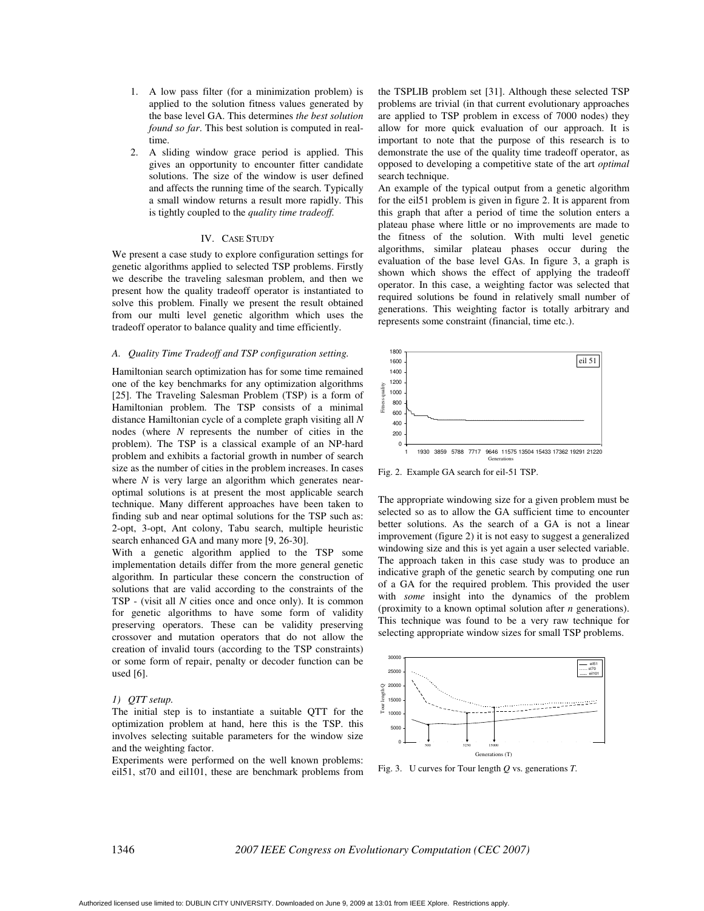1. A low pass filter (for a minimization problem) is applied to the solution fitness values generated by the base level GA. This determines *the best solution found so far*. This best solution is computed in real-time.
2. A sliding window grace period is applied. This gives an opportunity to encounter fitter candidate solutions. The size of the window is user defined and affects the running time of the search. Typically a small window returns a result more rapidly. This is tightly coupled to the *quality time tradeoff.*

## IV. CASE STUDY

We present a case study to explore configuration settings for genetic algorithms applied to selected TSP problems. Firstly we describe the traveling salesman problem, and then we present how the quality tradeoff operator is instantiated to solve this problem. Finally we present the result obtained from our multi level genetic algorithm which uses the tradeoff operator to balance quality and time efficiently.

### A. Quality Time Tradeoff and TSP configuration setting.

Hamiltonian search optimization has for some time remained one of the key benchmarks for any optimization algorithms [25]. The Traveling Salesman Problem (TSP) is a form of Hamiltonian problem. The TSP consists of a minimal distance Hamiltonian cycle of a complete graph visiting all $N$ nodes (where $N$ represents the number of cities in the problem). The TSP is a classical example of an NP-hard problem and exhibits a factorial growth in number of search size as the number of cities in the problem increases. In cases where $N$ is very large an algorithm which generates near-optimal solutions is at present the most applicable search technique. Many different approaches have been taken to finding sub and near optimal solutions for the TSP such as: 2-opt, 3-opt, Ant colony, Tabu search, multiple heuristic search enhanced GA and many more [9, 26-30].

With a genetic algorithm applied to the TSP some implementation details differ from the more general genetic algorithm. In particular these concern the construction of solutions that are valid according to the constraints of the TSP - (visit all $N$ cities once and once only). It is common for genetic algorithms to have some form of validity preserving operators. These can be validity preserving crossover and mutation operators that do not allow the creation of invalid tours (according to the TSP constraints) or some form of repair, penalty or decoder function can be used [6].

#### 1) QTT setup.

The initial step is to instantiate a suitable QTT for the optimization problem at hand, here this is the TSP. this involves selecting suitable parameters for the window size and the weighting factor.

Experiments were performed on the well known problems: eil51, st70 and eil101, these are benchmark problems from the TSPLIB problem set [31]. Although these selected TSP problems are trivial (in that current evolutionary approaches are applied to TSP problem in excess of 7000 nodes) they allow for more quick evaluation of our approach. It is important to note that the purpose of this research is to demonstrate the use of the quality time tradeoff operator, as opposed to developing a competitive state of the art *optimal* search technique.

An example of the typical output from a genetic algorithm for the eil51 problem is given in figure 2. It is apparent from this graph that after a period of time the solution enters a plateau phase where little or no improvements are made to the fitness of the solution. With multi level genetic algorithms, similar plateau phases occur during the evaluation of the base level GAs. In figure 3, a graph is shown which shows the effect of applying the tradeoff operator. In this case, a weighting factor was selected that required solutions be found in relatively small number of generations. This weighting factor is totally arbitrary and represents some constraint (financial, time etc.).

eil 51

Fitness quality

1800
1600
1400
1200
1000
800
600
400
200
0

1 1930 3859 5788 7717 9646 11575 13504 15433 17362 19291 21220

Generations

Fig. 2. Example GA search for eil-51 TSP.

The appropriate windowing size for a given problem must be selected so as to allow the GA sufficient time to encounter better solutions. As the search of a GA is not a linear improvement (figure 2) it is not easy to suggest a generalized windowing size and this is yet again a user selected variable. The approach taken in this case study was to produce an indicative graph of the genetic search by computing one run of a GA for the required problem. This provided the user with *some* insight into the dynamics of the problem (proximity to a known optimal solution after $n$ generations). This technique was found to be a very raw technique for selecting appropriate window sizes for small TSP problems.

eil51
st70
eil101

Tour length Q

30000
25000
20000
15000
10000
5000
0

500 3250 13000

Generations (T)

Fig. 3. U curves for Tour length $Q$ vs. generations $T$.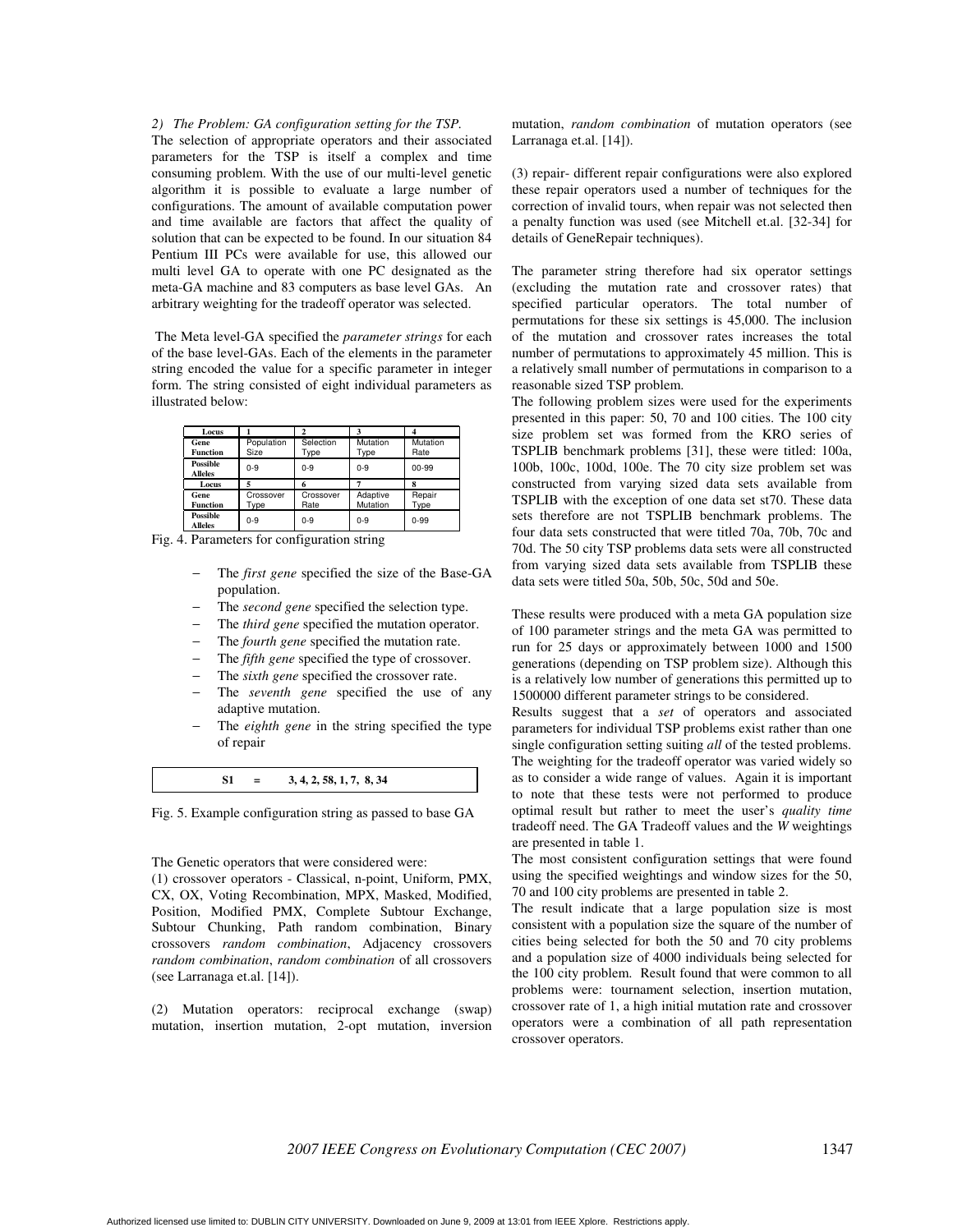*2) The Problem: GA configuration setting for the TSP.*

The selection of appropriate operators and their associated parameters for the TSP is itself a complex and time consuming problem. With the use of our multi-level genetic algorithm it is possible to evaluate a large number of configurations. The amount of available computation power and time available are factors that affect the quality of solution that can be expected to be found. In our situation 84 Pentium III PCs were available for use, this allowed our multi level GA to operate with one PC designated as the meta-GA machine and 83 computers as base level GAs. An arbitrary weighting for the tradeoff operator was selected.

The Meta level-GA specified the *parameter strings* for each of the base level-GAs. Each of the elements in the parameter string encoded the value for a specific parameter in integer form. The string consisted of eight individual parameters as illustrated below:

| **Locus** | **1** | **2** | **3** | **4** |
|---|---|---|---|---|
| **Gene Function** | Population Size | Selection Type | Mutation Type | Mutation Rate |
| **Possible Alleles** | 0-9 | 0-9 | 0-9 | 00-99 |
| **Locus** | **5** | **6** | **7** | **8** |
| **Gene Function** | Crossover Type | Crossover Rate | Adaptive Mutation | Repair Type |
| **Possible Alleles** | 0-9 | 0-9 | 0-9 | 0-99 |

Fig. 4. Parameters for configuration string

- The *first gene* specified the size of the Base-GA population.
- The *second gene* specified the selection type.
- The *third gene* specified the mutation operator.
- The *fourth gene* specified the mutation rate.
- The *fifth gene* specified the type of crossover.
- The *sixth gene* specified the crossover rate.
- The *seventh gene* specified the use of any adaptive mutation.
- The *eighth gene* in the string specified the type of repair

**S1 = 3, 4, 2, 58, 1, 7, 8, 34**

Fig. 5. Example configuration string as passed to base GA

The Genetic operators that were considered were:

(1) crossover operators - Classical, n-point, Uniform, PMX, CX, OX, Voting Recombination, MPX, Masked, Modified, Position, Modified PMX, Complete Subtour Exchange, Subtour Chunking, Path random combination, Binary crossovers *random combination*, Adjacency crossovers *random combination*, *random combination* of all crossovers (see Larranaga et.al. [14]).

(2) Mutation operators: reciprocal exchange (swap) mutation, insertion mutation, 2-opt mutation, inversion mutation, *random combination* of mutation operators (see Larranaga et.al. [14]).

(3) repair- different repair configurations were also explored these repair operators used a number of techniques for the correction of invalid tours, when repair was not selected then a penalty function was used (see Mitchell et.al. [32-34] for details of GeneRepair techniques).

The parameter string therefore had six operator settings (excluding the mutation rate and crossover rates) that specified particular operators. The total number of permutations for these six settings is 45,000. The inclusion of the mutation and crossover rates increases the total number of permutations to approximately 45 million. This is a relatively small number of permutations in comparison to a reasonable sized TSP problem.

The following problem sizes were used for the experiments presented in this paper: 50, 70 and 100 cities. The 100 city size problem set was formed from the KRO series of TSPLIB benchmark problems [31], these were titled: 100a, 100b, 100c, 100d, 100e. The 70 city size problem set was constructed from varying sized data sets available from TSPLIB with the exception of one data set st70. These data sets therefore are not TSPLIB benchmark problems. The four data sets constructed that were titled 70a, 70b, 70c and 70d. The 50 city TSP problems data sets were all constructed from varying sized data sets available from TSPLIB these data sets were titled 50a, 50b, 50c, 50d and 50e.

These results were produced with a meta GA population size of 100 parameter strings and the meta GA was permitted to run for 25 days or approximately between 1000 and 1500 generations (depending on TSP problem size). Although this is a relatively low number of generations this permitted up to 1500000 different parameter strings to be considered.

Results suggest that a *set* of operators and associated parameters for individual TSP problems exist rather than one single configuration setting suiting *all* of the tested problems. The weighting for the tradeoff operator was varied widely so as to consider a wide range of values. Again it is important to note that these tests were not performed to produce optimal result but rather to meet the user's *quality time* tradeoff need. The GA Tradeoff values and the *W* weightings are presented in table 1.

The most consistent configuration settings that were found using the specified weightings and window sizes for the 50, 70 and 100 city problems are presented in table 2.

The result indicate that a large population size is most consistent with a population size the square of the number of cities being selected for both the 50 and 70 city problems and a population size of 4000 individuals being selected for the 100 city problem. Result found that were common to all problems were: tournament selection, insertion mutation, crossover rate of 1, a high initial mutation rate and crossover operators were a combination of all path representation crossover operators.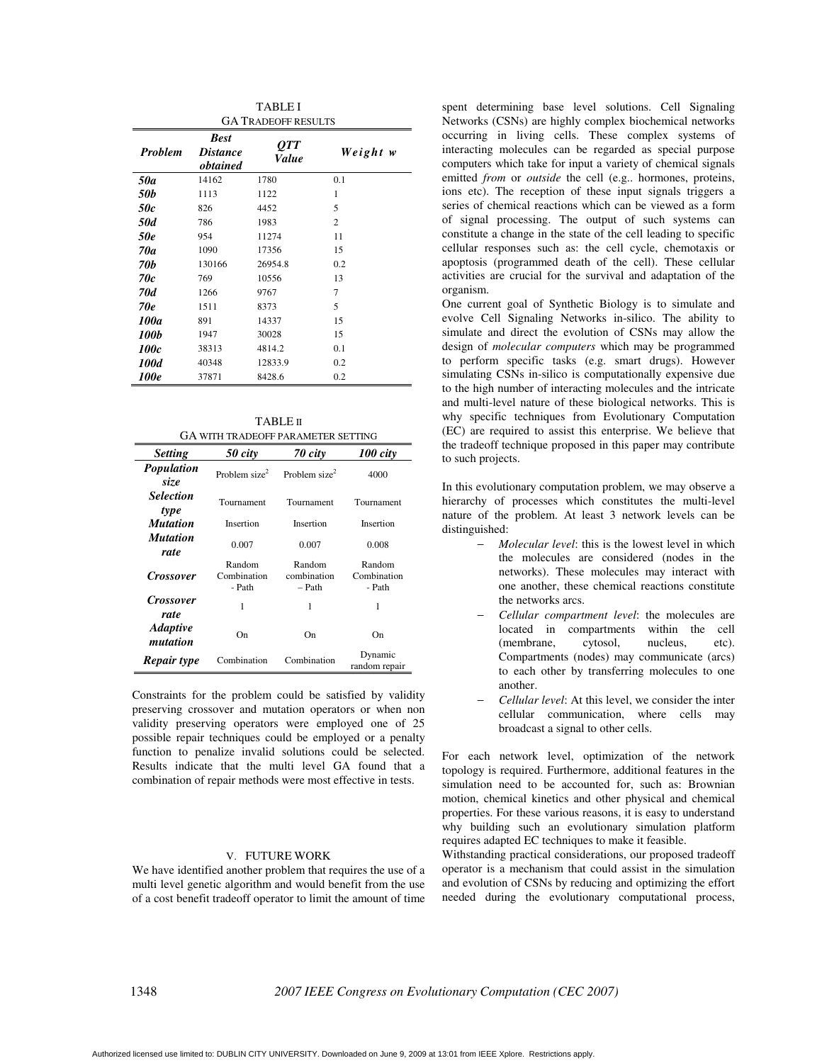TABLE I
GA TRADEOFF RESULTS

| *Problem* | *Best Distance obtained* | *QTT Value* | *Weight w* |
|---|---|---|---|
| *50a* | 14162 | 1780 | 0.1 |
| *50b* | 1113 | 1122 | 1 |
| *50c* | 826 | 4452 | 5 |
| *50d* | 786 | 1983 | 2 |
| *50e* | 954 | 11274 | 11 |
| *70a* | 1090 | 17356 | 15 |
| *70b* | 130166 | 26954.8 | 0.2 |
| *70c* | 769 | 10556 | 13 |
| *70d* | 1266 | 9767 | 7 |
| *70e* | 1511 | 8373 | 5 |
| *100a* | 891 | 14337 | 15 |
| *100b* | 1947 | 30028 | 15 |
| *100c* | 38313 | 4814.2 | 0.1 |
| *100d* | 40348 | 12833.9 | 0.2 |
| *100e* | 37871 | 8428.6 | 0.2 |

TABLE II
GA WITH TRADEOFF PARAMETER SETTING

| *Setting* | *50 city* | *70 city* | *100 city* |
|---|---|---|---|
| *Population size* | Problem size$^2$ | Problem size$^2$ | 4000 |
| *Selection type* | Tournament | Tournament | Tournament |
| *Mutation* | Insertion | Insertion | Insertion |
| *Mutation rate* | 0.007 | 0.007 | 0.008 |
| *Crossover* | Random Combination - Path | Random combination – Path | Random Combination - Path |
| *Crossover rate* | 1 | 1 | 1 |
| *Adaptive mutation* | On | On | On |
| *Repair type* | Combination | Combination | Dynamic random repair |

Constraints for the problem could be satisfied by validity preserving crossover and mutation operators or when non validity preserving operators were employed one of 25 possible repair techniques could be employed or a penalty function to penalize invalid solutions could be selected. Results indicate that the multi level GA found that a combination of repair methods were most effective in tests.

## V. FUTURE WORK

We have identified another problem that requires the use of a multi level genetic algorithm and would benefit from the use of a cost benefit tradeoff operator to limit the amount of time spent determining base level solutions. Cell Signaling Networks (CSNs) are highly complex biochemical networks occurring in living cells. These complex systems of interacting molecules can be regarded as special purpose computers which take for input a variety of chemical signals emitted *from* or *outside* the cell (e.g.. hormones, proteins, ions etc). The reception of these input signals triggers a series of chemical reactions which can be viewed as a form of signal processing. The output of such systems can constitute a change in the state of the cell leading to specific cellular responses such as: the cell cycle, chemotaxis or apoptosis (programmed death of the cell). These cellular activities are crucial for the survival and adaptation of the organism.

One current goal of Synthetic Biology is to simulate and evolve Cell Signaling Networks in-silico. The ability to simulate and direct the evolution of CSNs may allow the design of *molecular computers* which may be programmed to perform specific tasks (e.g. smart drugs). However simulating CSNs in-silico is computationally expensive due to the high number of interacting molecules and the intricate and multi-level nature of these biological networks. This is why specific techniques from Evolutionary Computation (EC) are required to assist this enterprise. We believe that the tradeoff technique proposed in this paper may contribute to such projects.

In this evolutionary computation problem, we may observe a hierarchy of processes which constitutes the multi-level nature of the problem. At least 3 network levels can be distinguished:

- *Molecular level*: this is the lowest level in which the molecules are considered (nodes in the networks). These molecules may interact with one another, these chemical reactions constitute the networks arcs.
- *Cellular compartment level*: the molecules are located in compartments within the cell (membrane, cytosol, nucleus, etc). Compartments (nodes) may communicate (arcs) to each other by transferring molecules to one another.
- *Cellular level*: At this level, we consider the inter cellular communication, where cells may broadcast a signal to other cells.

For each network level, optimization of the network topology is required. Furthermore, additional features in the simulation need to be accounted for, such as: Brownian motion, chemical kinetics and other physical and chemical properties. For these various reasons, it is easy to understand why building such an evolutionary simulation platform requires adapted EC techniques to make it feasible.

Withstanding practical considerations, our proposed tradeoff operator is a mechanism that could assist in the simulation and evolution of CSNs by reducing and optimizing the effort needed during the evolutionary computational process,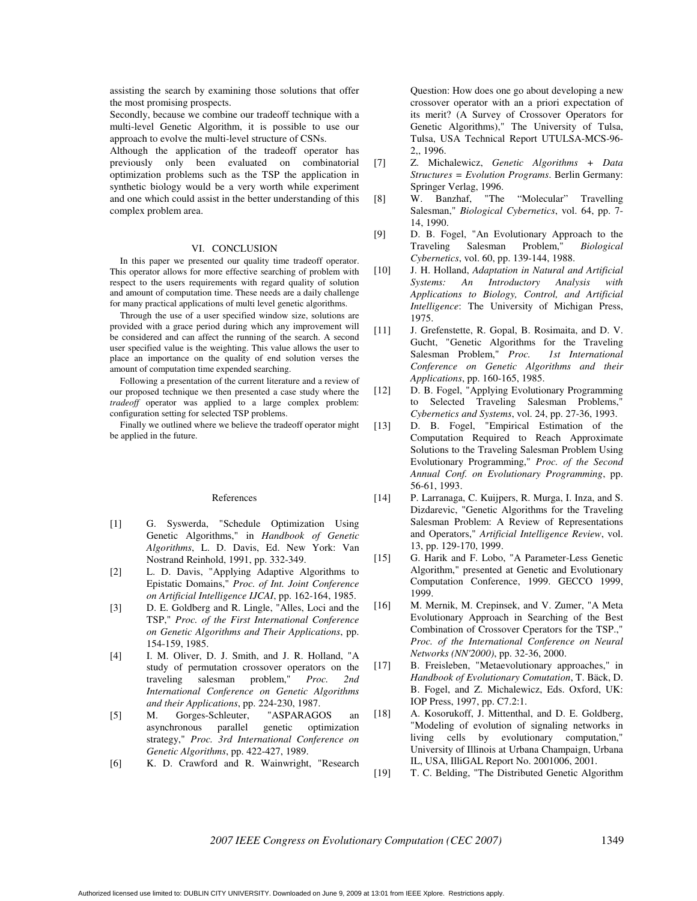assisting the search by examining those solutions that offer the most promising prospects.

Secondly, because we combine our tradeoff technique with a multi-level Genetic Algorithm, it is possible to use our approach to evolve the multi-level structure of CSNs.

Although the application of the tradeoff operator has previously only been evaluated on combinatorial optimization problems such as the TSP the application in synthetic biology would be a very worth while experiment and one which could assist in the better understanding of this complex problem area.

## VI. CONCLUSION

In this paper we presented our quality time tradeoff operator. This operator allows for more effective searching of problem with respect to the users requirements with regard quality of solution and amount of computation time. These needs are a daily challenge for many practical applications of multi level genetic algorithms.

Through the use of a user specified window size, solutions are provided with a grace period during which any improvement will be considered and can affect the running of the search. A second user specified value is the weighting. This value allows the user to place an importance on the quality of end solution verses the amount of computation time expended searching.

Following a presentation of the current literature and a review of our proposed technique we then presented a case study where the *tradeoff* operator was applied to a large complex problem: configuration setting for selected TSP problems.

Finally we outlined where we believe the tradeoff operator might be applied in the future.

## References

[1] G. Syswerda, "Schedule Optimization Using Genetic Algorithms," in *Handbook of Genetic Algorithms*, L. D. Davis, Ed. New York: Van Nostrand Reinhold, 1991, pp. 332-349.

[2] L. D. Davis, "Applying Adaptive Algorithms to Epistatic Domains," *Proc. of Int. Joint Conference on Artificial Intelligence IJCAI*, pp. 162-164, 1985.

[3] D. E. Goldberg and R. Lingle, "Alles, Loci and the TSP," *Proc. of the First International Conference on Genetic Algorithms and Their Applications*, pp. 154-159, 1985.

[4] I. M. Oliver, D. J. Smith, and J. R. Holland, "A study of permutation crossover operators on the traveling salesman problem," *Proc. 2nd International Conference on Genetic Algorithms and their Applications*, pp. 224-230, 1987.

[5] M. Gorges-Schleuter, "ASPARAGOS an asynchronous parallel genetic optimization strategy," *Proc. 3rd International Conference on Genetic Algorithms*, pp. 422-427, 1989.

[6] K. D. Crawford and R. Wainwright, "Research Question: How does one go about developing a new crossover operator with an a priori expectation of its merit? (A Survey of Crossover Operators for Genetic Algorithms)," The University of Tulsa, Tulsa, USA Technical Report UTULSA-MCS-96-2,, 1996.

[7] Z. Michalewicz, *Genetic Algorithms + Data Structures = Evolution Programs*. Berlin Germany: Springer Verlag, 1996.

[8] W. Banzhaf, "The "Molecular" Travelling Salesman," *Biological Cybernetics*, vol. 64, pp. 7-14, 1990.

[9] D. B. Fogel, "An Evolutionary Approach to the Traveling Salesman Problem," *Biological Cybernetics*, vol. 60, pp. 139-144, 1988.

[10] J. H. Holland, *Adaptation in Natural and Artificial Systems: An Introductory Analysis with Applications to Biology, Control, and Artificial Intelligence*: The University of Michigan Press, 1975.

[11] J. Grefenstette, R. Gopal, B. Rosimaita, and D. V. Gucht, "Genetic Algorithms for the Traveling Salesman Problem," *Proc. 1st International Conference on Genetic Algorithms and their Applications*, pp. 160-165, 1985.

[12] D. B. Fogel, "Applying Evolutionary Programming to Selected Traveling Salesman Problems," *Cybernetics and Systems*, vol. 24, pp. 27-36, 1993.

[13] D. B. Fogel, "Empirical Estimation of the Computation Required to Reach Approximate Solutions to the Traveling Salesman Problem Using Evolutionary Programming," *Proc. of the Second Annual Conf. on Evolutionary Programming*, pp. 56-61, 1993.

[14] P. Larranaga, C. Kuijpers, R. Murga, I. Inza, and S. Dizdarevic, "Genetic Algorithms for the Traveling Salesman Problem: A Review of Representations and Operators," *Artificial Intelligence Review*, vol. 13, pp. 129-170, 1999.

[15] G. Harik and F. Lobo, "A Parameter-Less Genetic Algorithm," presented at Genetic and Evolutionary Computation Conference, 1999. GECCO 1999, 1999.

[16] M. Mernik, M. Crepinsek, and V. Zumer, "A Meta Evolutionary Approach in Searching of the Best Combination of Crossover Cperators for the TSP.," *Proc. of the International Conference on Neural Networks (NN'2000)*, pp. 32-36, 2000.

[17] B. Freisleben, "Metaevolutionary approaches," in *Handbook of Evolutionary Comutation*, T. Bäck, D. B. Fogel, and Z. Michalewicz, Eds. Oxford, UK: IOP Press, 1997, pp. C7.2:1.

[18] A. Kosorukoff, J. Mittenthal, and D. E. Goldberg, "Modeling of evolution of signaling networks in living cells by evolutionary computation," University of Illinois at Urbana Champaign, Urbana IL, USA, IlliGAL Report No. 2001006, 2001.

[19] T. C. Belding, "The Distributed Genetic Algorithm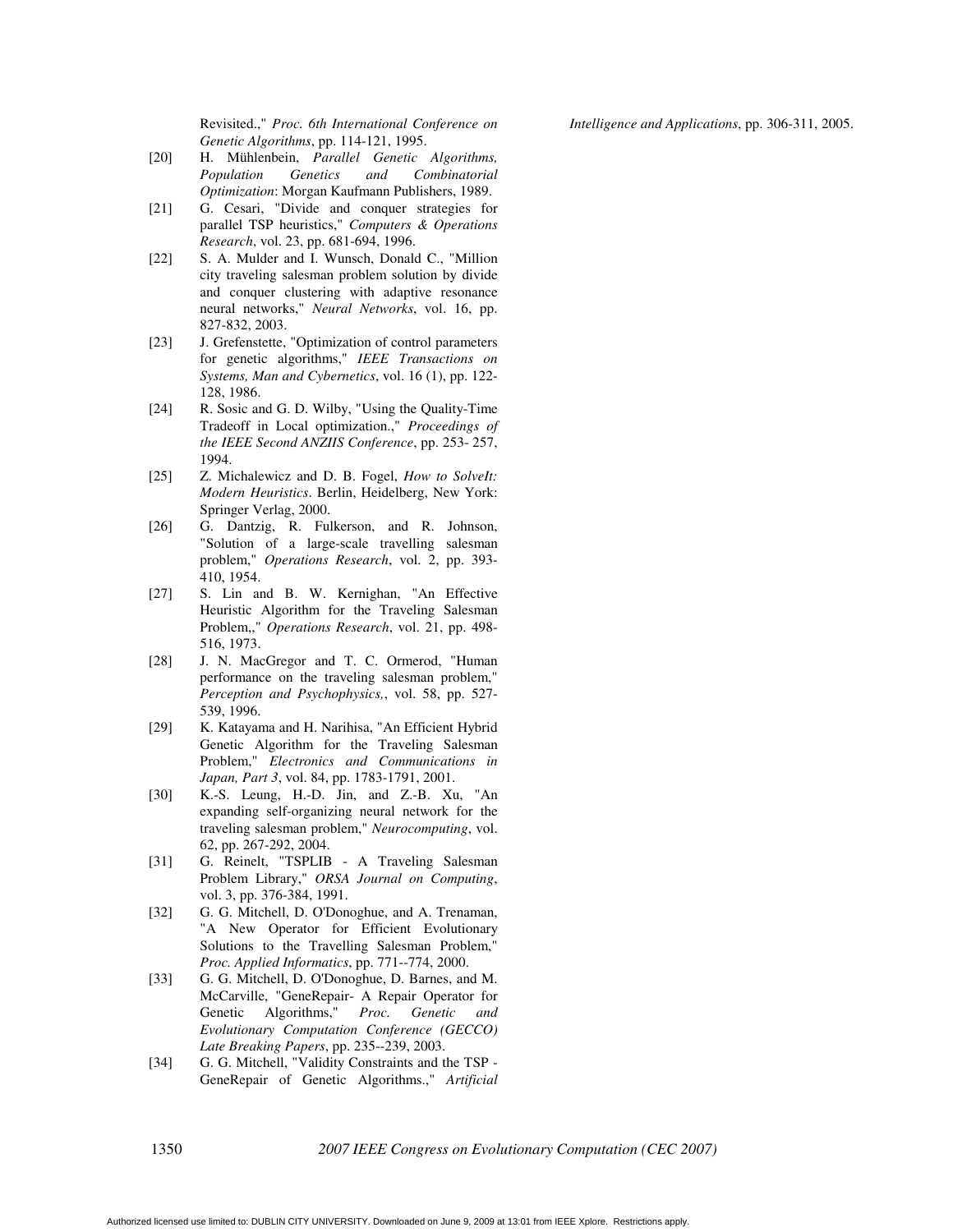Revisited.," *Proc. 6th International Conference on Genetic Algorithms*, pp. 114-121, 1995.

[20] H. Mühlenbein, *Parallel Genetic Algorithms, Population Genetics and Combinatorial Optimization*: Morgan Kaufmann Publishers, 1989.

[21] G. Cesari, "Divide and conquer strategies for parallel TSP heuristics," *Computers & Operations Research*, vol. 23, pp. 681-694, 1996.

[22] S. A. Mulder and I. Wunsch, Donald C., "Million city traveling salesman problem solution by divide and conquer clustering with adaptive resonance neural networks," *Neural Networks*, vol. 16, pp. 827-832, 2003.

[23] J. Grefenstette, "Optimization of control parameters for genetic algorithms," *IEEE Transactions on Systems, Man and Cybernetics*, vol. 16 (1), pp. 122-128, 1986.

[24] R. Sosic and G. D. Wilby, "Using the Quality-Time Tradeoff in Local optimization.," *Proceedings of the IEEE Second ANZIIS Conference*, pp. 253- 257, 1994.

[25] Z. Michalewicz and D. B. Fogel, *How to SolveIt: Modern Heuristics*. Berlin, Heidelberg, New York: Springer Verlag, 2000.

[26] G. Dantzig, R. Fulkerson, and R. Johnson, "Solution of a large-scale travelling salesman problem," *Operations Research*, vol. 2, pp. 393-410, 1954.

[27] S. Lin and B. W. Kernighan, "An Effective Heuristic Algorithm for the Traveling Salesman Problem,," *Operations Research*, vol. 21, pp. 498-516, 1973.

[28] J. N. MacGregor and T. C. Ormerod, "Human performance on the traveling salesman problem," *Perception and Psychophysics,*, vol. 58, pp. 527-539, 1996.

[29] K. Katayama and H. Narihisa, "An Efficient Hybrid Genetic Algorithm for the Traveling Salesman Problem," *Electronics and Communications in Japan, Part 3*, vol. 84, pp. 1783-1791, 2001.

[30] K.-S. Leung, H.-D. Jin, and Z.-B. Xu, "An expanding self-organizing neural network for the traveling salesman problem," *Neurocomputing*, vol. 62, pp. 267-292, 2004.

[31] G. Reinelt, "TSPLIB - A Traveling Salesman Problem Library," *ORSA Journal on Computing*, vol. 3, pp. 376-384, 1991.

[32] G. G. Mitchell, D. O'Donoghue, and A. Trenaman, "A New Operator for Efficient Evolutionary Solutions to the Travelling Salesman Problem," *Proc. Applied Informatics*, pp. 771--774, 2000.

[33] G. G. Mitchell, D. O'Donoghue, D. Barnes, and M. McCarville, "GeneRepair- A Repair Operator for Genetic Algorithms," *Proc. Genetic and Evolutionary Computation Conference (GECCO) Late Breaking Papers*, pp. 235--239, 2003.

[34] G. G. Mitchell, "Validity Constraints and the TSP - GeneRepair of Genetic Algorithms.," *Artificial Intelligence and Applications*, pp. 306-311, 2005.